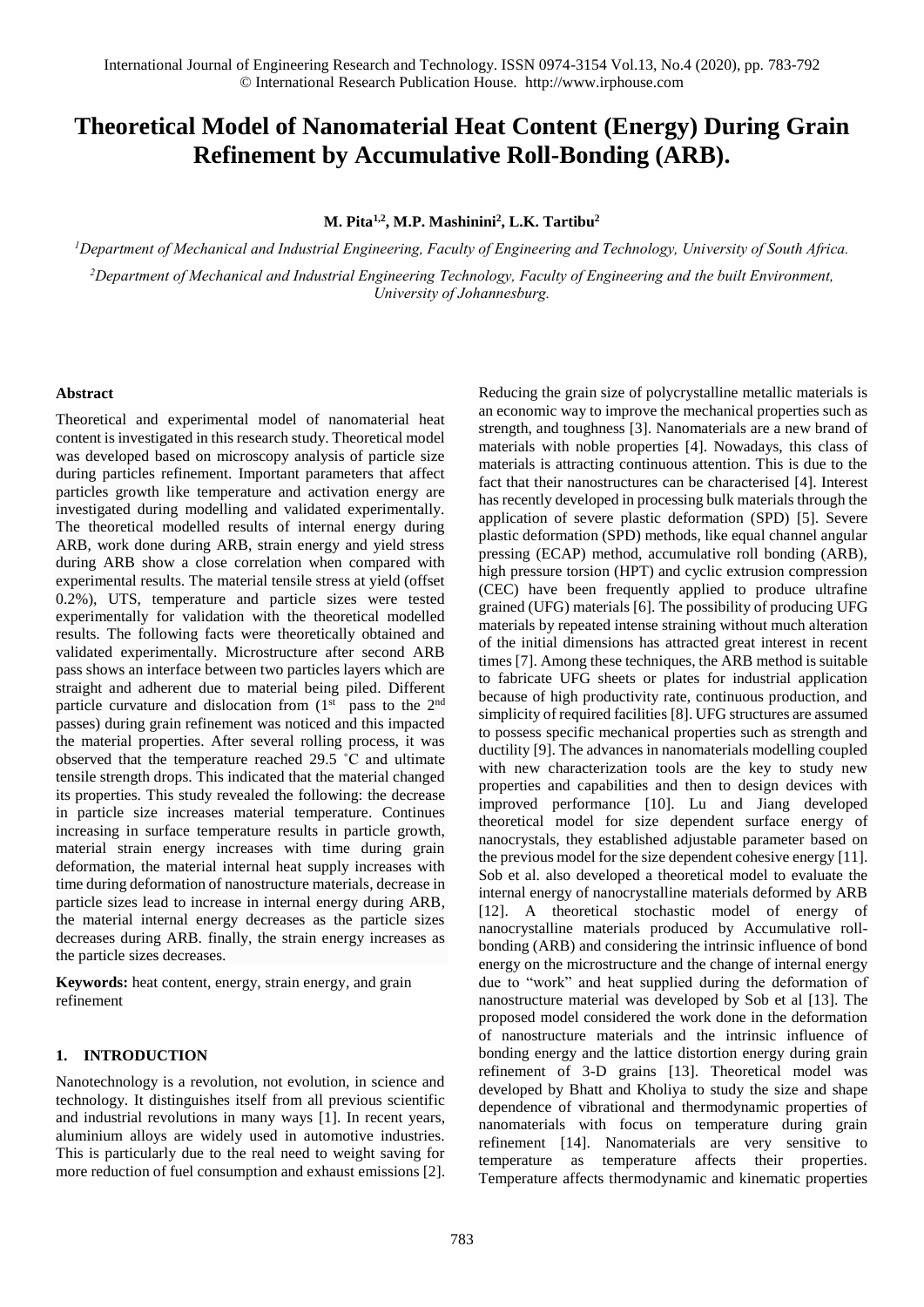# Theoretical Model of Nanomaterial Heat Content (Energy) During Grain Refinement by Accumulative Roll-Bonding (ARB).

**M. Pita[1,2], M.P. Mashinini[2], L.K. Tartibu[2]**

[1]*Department of Mechanical and Industrial Engineering, Faculty of Engineering and Technology, University of South Africa.*

[2]*Department of Mechanical and Industrial Engineering Technology, Faculty of Engineering and the built Environment, University of Johannesburg.*

## Abstract

Theoretical and experimental model of nanomaterial heat content is investigated in this research study. Theoretical model was developed based on microscopy analysis of particle size during particles refinement. Important parameters that affect particles growth like temperature and activation energy are investigated during modelling and validated experimentally. The theoretical modelled results of internal energy during ARB, work done during ARB, strain energy and yield stress during ARB show a close correlation when compared with experimental results. The material tensile stress at yield (offset 0.2%), UTS, temperature and particle sizes were tested experimentally for validation with the theoretical modelled results. The following facts were theoretically obtained and validated experimentally. Microstructure after second ARB pass shows an interface between two particles layers which are straight and adherent due to material being piled. Different particle curvature and dislocation from (1st pass to the 2nd passes) during grain refinement was noticed and this impacted the material properties. After several rolling process, it was observed that the temperature reached 29.5 ˚C and ultimate tensile strength drops. This indicated that the material changed its properties. This study revealed the following: the decrease in particle size increases material temperature. Continues increasing in surface temperature results in particle growth, material strain energy increases with time during grain deformation, the material internal heat supply increases with time during deformation of nanostructure materials, decrease in particle sizes lead to increase in internal energy during ARB, the material internal energy decreases as the particle sizes decreases during ARB. finally, the strain energy increases as the particle sizes decreases.

**Keywords:** heat content, energy, strain energy, and grain refinement

## 1. INTRODUCTION

Nanotechnology is a revolution, not evolution, in science and technology. It distinguishes itself from all previous scientific and industrial revolutions in many ways [1]. In recent years, aluminium alloys are widely used in automotive industries. This is particularly due to the real need to weight saving for more reduction of fuel consumption and exhaust emissions [2]. Reducing the grain size of polycrystalline metallic materials is an economic way to improve the mechanical properties such as strength, and toughness [3]. Nanomaterials are a new brand of materials with noble properties [4]. Nowadays, this class of materials is attracting continuous attention. This is due to the fact that their nanostructures can be characterised [4]. Interest has recently developed in processing bulk materials through the application of severe plastic deformation (SPD) [5]. Severe plastic deformation (SPD) methods, like equal channel angular pressing (ECAP) method, accumulative roll bonding (ARB), high pressure torsion (HPT) and cyclic extrusion compression (CEC) have been frequently applied to produce ultrafine grained (UFG) materials [6]. The possibility of producing UFG materials by repeated intense straining without much alteration of the initial dimensions has attracted great interest in recent times [7]. Among these techniques, the ARB method is suitable to fabricate UFG sheets or plates for industrial application because of high productivity rate, continuous production, and simplicity of required facilities [8]. UFG structures are assumed to possess specific mechanical properties such as strength and ductility [9]. The advances in nanomaterials modelling coupled with new characterization tools are the key to study new properties and capabilities and then to design devices with improved performance [10]. Lu and Jiang developed theoretical model for size dependent surface energy of nanocrystals, they established adjustable parameter based on the previous model for the size dependent cohesive energy [11]. Sob et al. also developed a theoretical model to evaluate the internal energy of nanocrystalline materials deformed by ARB [12]. A theoretical stochastic model of energy of nanocrystalline materials produced by Accumulative roll-bonding (ARB) and considering the intrinsic influence of bond energy on the microstructure and the change of internal energy due to "work" and heat supplied during the deformation of nanostructure material was developed by Sob et al [13]. The proposed model considered the work done in the deformation of nanostructure materials and the intrinsic influence of bonding energy and the lattice distortion energy during grain refinement of 3-D grains [13]. Theoretical model was developed by Bhatt and Kholiya to study the size and shape dependence of vibrational and thermodynamic properties of nanomaterials with focus on temperature during grain refinement [14]. Nanomaterials are very sensitive to temperature as temperature affects their properties. Temperature affects thermodynamic and kinematic properties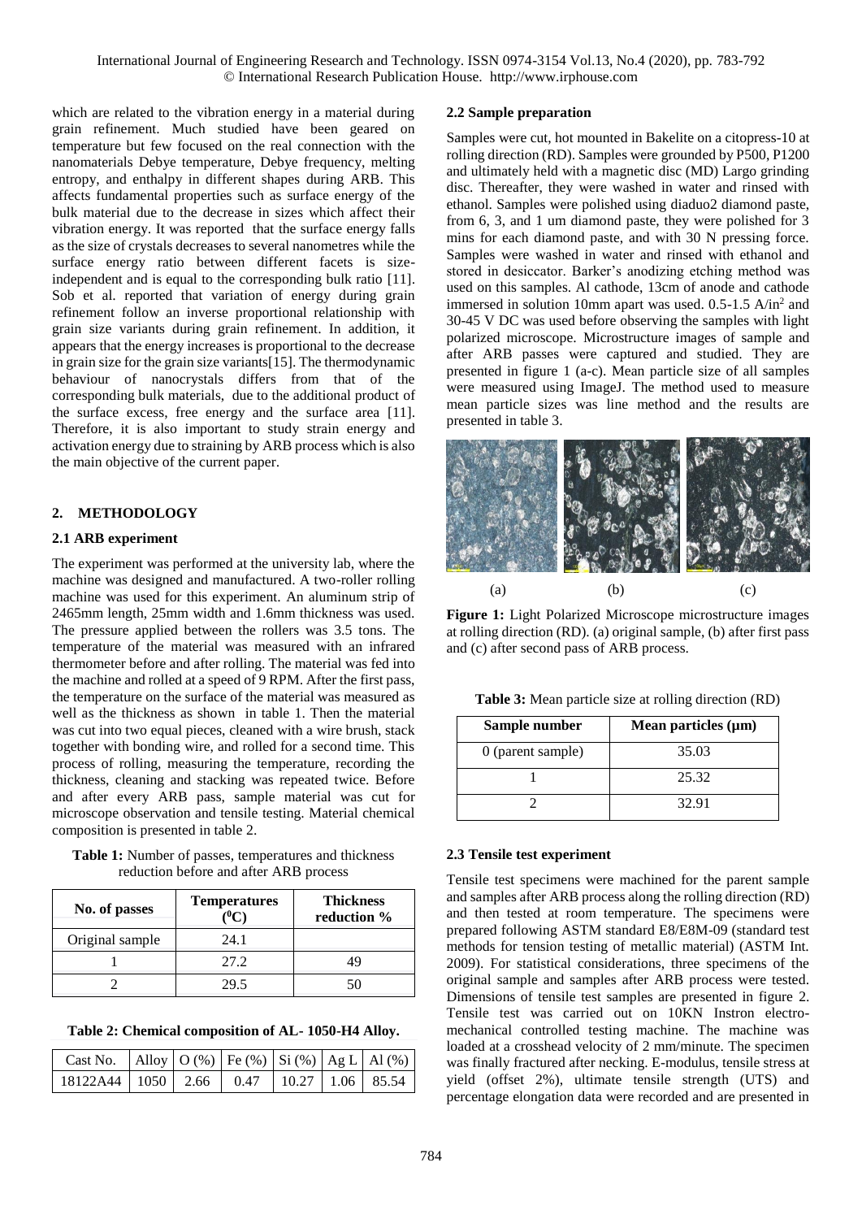which are related to the vibration energy in a material during grain refinement. Much studied have been geared on temperature but few focused on the real connection with the nanomaterials Debye temperature, Debye frequency, melting entropy, and enthalpy in different shapes during ARB. This affects fundamental properties such as surface energy of the bulk material due to the decrease in sizes which affect their vibration energy. It was reported that the surface energy falls as the size of crystals decreases to several nanometres while the surface energy ratio between different facets is size-independent and is equal to the corresponding bulk ratio [11]. Sob et al. reported that variation of energy during grain refinement follow an inverse proportional relationship with grain size variants during grain refinement. In addition, it appears that the energy increases is proportional to the decrease in grain size for the grain size variants[15]. The thermodynamic behaviour of nanocrystals differs from that of the corresponding bulk materials, due to the additional product of the surface excess, free energy and the surface area [11]. Therefore, it is also important to study strain energy and activation energy due to straining by ARB process which is also the main objective of the current paper.

## 2. METHODOLOGY

### 2.1 ARB experiment

The experiment was performed at the university lab, where the machine was designed and manufactured. A two-roller rolling machine was used for this experiment. An aluminum strip of 2465mm length, 25mm width and 1.6mm thickness was used. The pressure applied between the rollers was 3.5 tons. The temperature of the material was measured with an infrared thermometer before and after rolling. The material was fed into the machine and rolled at a speed of 9 RPM. After the first pass, the temperature on the surface of the material was measured as well as the thickness as shown in table 1. Then the material was cut into two equal pieces, cleaned with a wire brush, stack together with bonding wire, and rolled for a second time. This process of rolling, measuring the temperature, recording the thickness, cleaning and stacking was repeated twice. Before and after every ARB pass, sample material was cut for microscope observation and tensile testing. Material chemical composition is presented in table 2.

**Table 1:** Number of passes, temperatures and thickness reduction before and after ARB process

| No. of passes | Temperatures ($^0$C) | Thickness reduction % |
|---|---|---|
| Original sample | 24.1 | |
| 1 | 27.2 | 49 |
| 2 | 29.5 | 50 |

**Table 2: Chemical composition of AL- 1050-H4 Alloy.**

| Cast No. | Alloy | O (%) | Fe (%) | Si (%) | Ag L | Al (%) |
|---|---|---|---|---|---|---|
| 18122A44 | 1050 | 2.66 | 0.47 | 10.27 | 1.06 | 85.54 |

### 2.2 Sample preparation

Samples were cut, hot mounted in Bakelite on a citopress-10 at rolling direction (RD). Samples were grounded by P500, P1200 and ultimately held with a magnetic disc (MD) Largo grinding disc. Thereafter, they were washed in water and rinsed with ethanol. Samples were polished using diaduo2 diamond paste, from 6, 3, and 1 um diamond paste, they were polished for 3 mins for each diamond paste, and with 30 N pressing force. Samples were washed in water and rinsed with ethanol and stored in desiccator. Barker's anodizing etching method was used on this samples. Al cathode, 13cm of anode and cathode immersed in solution 10mm apart was used. 0.5-1.5 A/in$^2$ and 30-45 V DC was used before observing the samples with light polarized microscope. Microstructure images of sample and after ARB passes were captured and studied. They are presented in figure 1 (a-c). Mean particle size of all samples were measured using ImageJ. The method used to measure mean particle sizes was line method and the results are presented in table 3.

(a) (b) (c)

**Figure 1:** Light Polarized Microscope microstructure images at rolling direction (RD). (a) original sample, (b) after first pass and (c) after second pass of ARB process.

**Table 3:** Mean particle size at rolling direction (RD)

| Sample number | Mean particles (μm) |
|---|---|
| 0 (parent sample) | 35.03 |
| 1 | 25.32 |
| 2 | 32.91 |

### 2.3 Tensile test experiment

Tensile test specimens were machined for the parent sample and samples after ARB process along the rolling direction (RD) and then tested at room temperature. The specimens were prepared following ASTM standard E8/E8M-09 (standard test methods for tension testing of metallic material) (ASTM Int. 2009). For statistical considerations, three specimens of the original sample and samples after ARB process were tested. Dimensions of tensile test samples are presented in figure 2. Tensile test was carried out on 10KN Instron electro-mechanical controlled testing machine. The machine was loaded at a crosshead velocity of 2 mm/minute. The specimen was finally fractured after necking. E-modulus, tensile stress at yield (offset 2%), ultimate tensile strength (UTS) and percentage elongation data were recorded and are presented in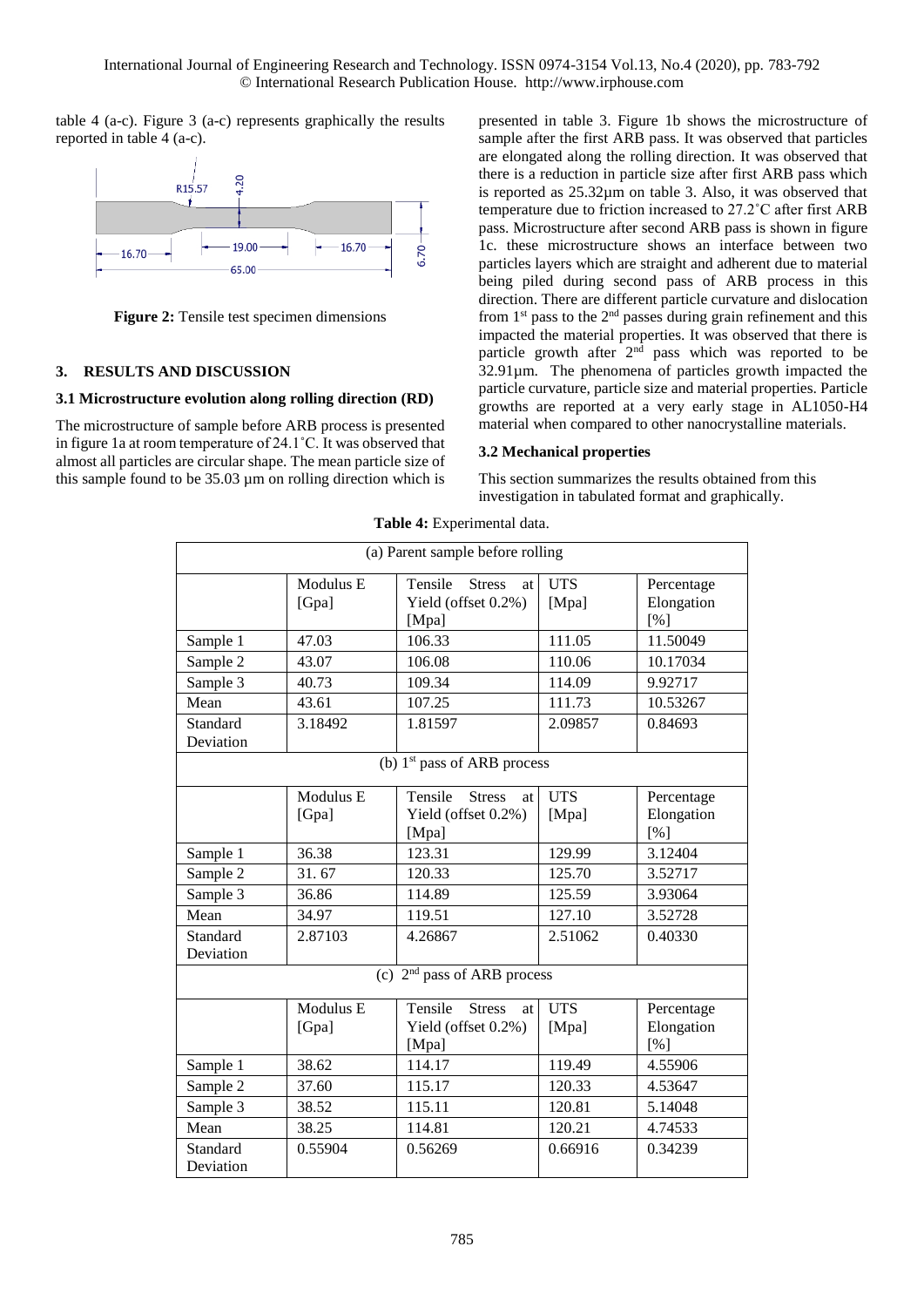table 4 (a-c). Figure 3 (a-c) represents graphically the results reported in table 4 (a-c).

**Figure 2:** Tensile test specimen dimensions

### 3. RESULTS AND DISCUSSION

#### 3.1 Microstructure evolution along rolling direction (RD)

The microstructure of sample before ARB process is presented in figure 1a at room temperature of 24.1˚C. It was observed that almost all particles are circular shape. The mean particle size of this sample found to be 35.03 µm on rolling direction which is presented in table 3. Figure 1b shows the microstructure of sample after the first ARB pass. It was observed that particles are elongated along the rolling direction. It was observed that there is a reduction in particle size after first ARB pass which is reported as 25.32µm on table 3. Also, it was observed that temperature due to friction increased to 27.2˚C after first ARB pass. Microstructure after second ARB pass is shown in figure 1c. these microstructure shows an interface between two particles layers which are straight and adherent due to material being piled during second pass of ARB process in this direction. There are different particle curvature and dislocation from 1st pass to the 2nd passes during grain refinement and this impacted the material properties. It was observed that there is particle growth after 2nd pass which was reported to be 32.91µm. The phenomena of particles growth impacted the particle curvature, particle size and material properties. Particle growths are reported at a very early stage in AL1050-H4 material when compared to other nanocrystalline materials.

#### 3.2 Mechanical properties

This section summarizes the results obtained from this investigation in tabulated format and graphically.

**Table 4:** Experimental data.

| (a) Parent sample before rolling | | | | |
|---|---|---|---|---|
| | Modulus E [Gpa] | Tensile Stress at Yield (offset 0.2%) [Mpa] | UTS [Mpa] | Percentage Elongation [%] |
| Sample 1 | 47.03 | 106.33 | 111.05 | 11.50049 |
| Sample 2 | 43.07 | 106.08 | 110.06 | 10.17034 |
| Sample 3 | 40.73 | 109.34 | 114.09 | 9.92717 |
| Mean | 43.61 | 107.25 | 111.73 | 10.53267 |
| Standard Deviation | 3.18492 | 1.81597 | 2.09857 | 0.84693 |
| **(b) 1st pass of ARB process** | | | | |
| | Modulus E [Gpa] | Tensile Stress at Yield (offset 0.2%) [Mpa] | UTS [Mpa] | Percentage Elongation [%] |
| Sample 1 | 36.38 | 123.31 | 129.99 | 3.12404 |
| Sample 2 | 31. 67 | 120.33 | 125.70 | 3.52717 |
| Sample 3 | 36.86 | 114.89 | 125.59 | 3.93064 |
| Mean | 34.97 | 119.51 | 127.10 | 3.52728 |
| Standard Deviation | 2.87103 | 4.26867 | 2.51062 | 0.40330 |
| **(c) 2nd pass of ARB process** | | | | |
| | Modulus E [Gpa] | Tensile Stress at Yield (offset 0.2%) [Mpa] | UTS [Mpa] | Percentage Elongation [%] |
| Sample 1 | 38.62 | 114.17 | 119.49 | 4.55906 |
| Sample 2 | 37.60 | 115.17 | 120.33 | 4.53647 |
| Sample 3 | 38.52 | 115.11 | 120.81 | 5.14048 |
| Mean | 38.25 | 114.81 | 120.21 | 4.74533 |
| Standard Deviation | 0.55904 | 0.56269 | 0.66916 | 0.34239 |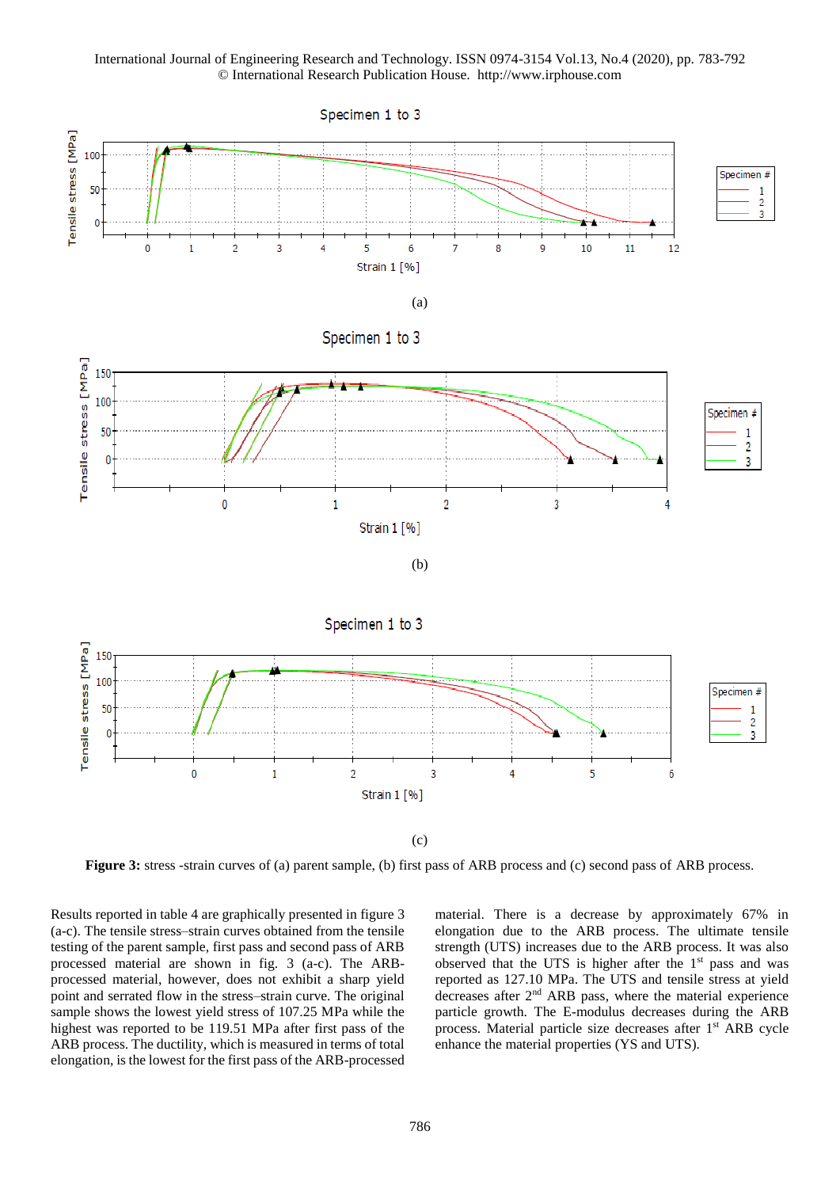(a)

(b)

(c)

**Figure 3:** stress -strain curves of (a) parent sample, (b) first pass of ARB process and (c) second pass of ARB process.

Results reported in table 4 are graphically presented in figure 3 (a-c). The tensile stress–strain curves obtained from the tensile testing of the parent sample, first pass and second pass of ARB processed material are shown in fig. 3 (a-c). The ARB-processed material, however, does not exhibit a sharp yield point and serrated flow in the stress–strain curve. The original sample shows the lowest yield stress of 107.25 MPa while the highest was reported to be 119.51 MPa after first pass of the ARB process. The ductility, which is measured in terms of total elongation, is the lowest for the first pass of the ARB-processed material. There is a decrease by approximately 67% in elongation due to the ARB process. The ultimate tensile strength (UTS) increases due to the ARB process. It was also observed that the UTS is higher after the 1[st] pass and was reported as 127.10 MPa. The UTS and tensile stress at yield decreases after 2[nd] ARB pass, where the material experience particle growth. The E-modulus decreases during the ARB process. Material particle size decreases after 1[st] ARB cycle enhance the material properties (YS and UTS).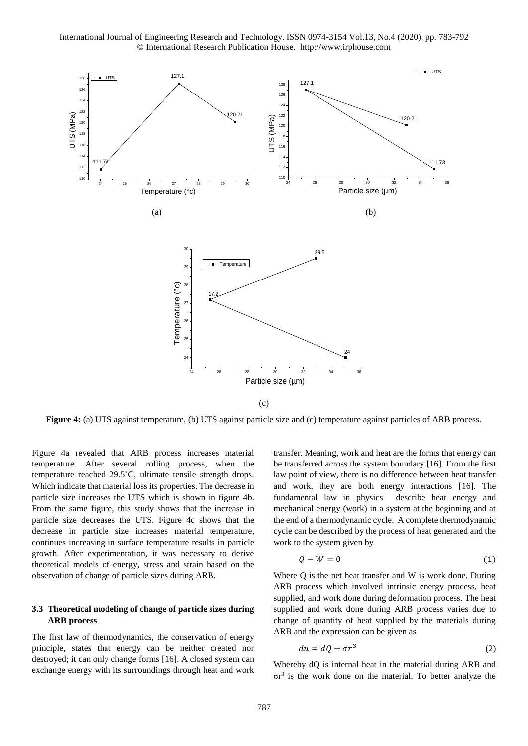(a)

(b)

(c)

**Figure 4:** (a) UTS against temperature, (b) UTS against particle size and (c) temperature against particles of ARB process.

Figure 4a revealed that ARB process increases material temperature. After several rolling process, when the temperature reached 29.5˚C, ultimate tensile strength drops. Which indicate that material loss its properties. The decrease in particle size increases the UTS which is shown in figure 4b. From the same figure, this study shows that the increase in particle size decreases the UTS. Figure 4c shows that the decrease in particle size increases material temperature, continues increasing in surface temperature results in particle growth. After experimentation, it was necessary to derive theoretical models of energy, stress and strain based on the observation of change of particle sizes during ARB.

### 3.3 Theoretical modeling of change of particle sizes during ARB process

The first law of thermodynamics, the conservation of energy principle, states that energy can be neither created nor destroyed; it can only change forms [16]. A closed system can exchange energy with its surroundings through heat and work transfer. Meaning, work and heat are the forms that energy can be transferred across the system boundary [16]. From the first law point of view, there is no difference between heat transfer and work, they are both energy interactions [16]. The fundamental law in physics describe heat energy and mechanical energy (work) in a system at the beginning and at the end of a thermodynamic cycle. A complete thermodynamic cycle can be described by the process of heat generated and the work to the system given by

$$Q - W = 0 \tag{1}$$

Where Q is the net heat transfer and W is work done. During ARB process which involved intrinsic energy process, heat supplied, and work done during deformation process. The heat supplied and work done during ARB process varies due to change of quantity of heat supplied by the materials during ARB and the expression can be given as

$$du = dQ - \sigma r^3 \tag{2}$$

Whereby dQ is internal heat in the material during ARB and $\sigma r^3$ is the work done on the material. To better analyze the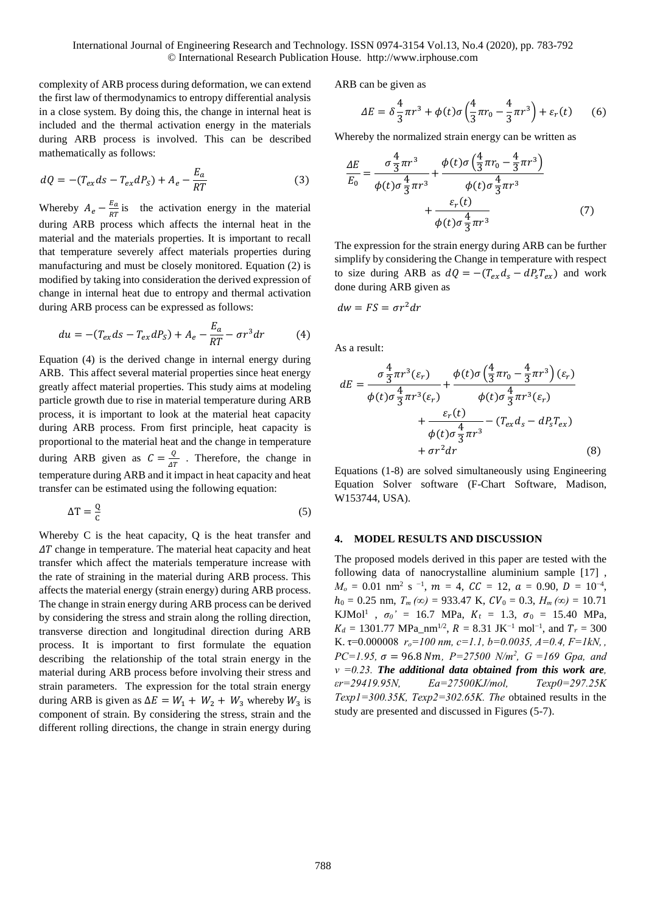complexity of ARB process during deformation, we can extend the first law of thermodynamics to entropy differential analysis in a close system. By doing this, the change in internal heat is included and the thermal activation energy in the materials during ARB process is involved. This can be described mathematically as follows:

$$dQ = -(T_{ex}ds - T_{ex}dP_S) + A_e - \frac{E_a}{RT} \tag{3}$$

Whereby $A_e - \frac{E_a}{RT}$ is the activation energy in the material during ARB process which affects the internal heat in the material and the materials properties. It is important to recall that temperature severely affect materials properties during manufacturing and must be closely monitored. Equation (2) is modified by taking into consideration the derived expression of change in internal heat due to entropy and thermal activation during ARB process can be expressed as follows:

$$du = -(T_{ex}ds - T_{ex}dP_S) + A_e - \frac{E_a}{RT} - \sigma r^3 dr \tag{4}$$

Equation (4) is the derived change in internal energy during ARB. This affect several material properties since heat energy greatly affect material properties. This study aims at modeling particle growth due to rise in material temperature during ARB process, it is important to look at the material heat capacity during ARB process. From first principle, heat capacity is proportional to the material heat and the change in temperature during ARB given as $C = \frac{Q}{\Delta T}$ . Therefore, the change in temperature during ARB and it impact in heat capacity and heat transfer can be estimated using the following equation:

$$\Delta T = \frac{Q}{C} \tag{5}$$

Whereby C is the heat capacity, Q is the heat transfer and $\Delta T$ change in temperature. The material heat capacity and heat transfer which affect the materials temperature increase with the rate of straining in the material during ARB process. This affects the material energy (strain energy) during ARB process. The change in strain energy during ARB process can be derived by considering the stress and strain along the rolling direction, transverse direction and longitudinal direction during ARB process. It is important to first formulate the equation describing the relationship of the total strain energy in the material during ARB process before involving their stress and strain parameters. The expression for the total strain energy during ARB is given as $\Delta E = W_1 + W_2 + W_3$ whereby $W_3$ is component of strain. By considering the stress, strain and the different rolling directions, the change in strain energy during ARB can be given as

$$\Delta E = \delta \frac{4}{3}\pi r^3 + \phi(t)\sigma\left(\frac{4}{3}\pi r_0 - \frac{4}{3}\pi r^3\right) + \varepsilon_r(t) \tag{6}$$

Whereby the normalized strain energy can be written as

$$\frac{\Delta E}{E_0} = \frac{\sigma \frac{4}{3}\pi r^3}{\phi(t)\sigma \frac{4}{3}\pi r^3} + \frac{\phi(t)\sigma\left(\frac{4}{3}\pi r_0 - \frac{4}{3}\pi r^3\right)}{\phi(t)\sigma \frac{4}{3}\pi r^3} + \frac{\varepsilon_r(t)}{\phi(t)\sigma \frac{4}{3}\pi r^3} \tag{7}$$

The expression for the strain energy during ARB can be further simplify by considering the Change in temperature with respect to size during ARB as $dQ = -(T_{ex}d_s - dP_sT_{ex})$ and work done during ARB given as

$$dw = FS = \sigma r^2 dr$$

As a result:

$$dE = \frac{\sigma \frac{4}{3}\pi r^3(\varepsilon_r)}{\phi(t)\sigma \frac{4}{3}\pi r^3(\varepsilon_r)} + \frac{\phi(t)\sigma\left(\frac{4}{3}\pi r_0 - \frac{4}{3}\pi r^3\right)(\varepsilon_r)}{\phi(t)\sigma \frac{4}{3}\pi r^3(\varepsilon_r)} + \frac{\varepsilon_r(t)}{\phi(t)\sigma \frac{4}{3}\pi r^3} - (T_{ex}d_s - dP_sT_{ex}) + \sigma r^2 dr \tag{8}$$

Equations (1-8) are solved simultaneously using Engineering Equation Solver software (F-Chart Software, Madison, W153744, USA).

## 4. MODEL RESULTS AND DISCUSSION

The proposed models derived in this paper are tested with the following data of nanocrystalline aluminium sample [17] , $M_o$ = 0.01 nm$^2$ s$^{-1}$, $m$ = 4, $CC$ = 12, $a$ = 0.90, $D$ = 10$^{-4}$, $h_0$ = 0.25 nm, $T_m(\infty)$ = 933.47 K, $CV_0$ = 0.3, $H_m(\infty)$ = 10.71 KJMol$^1$ , $\sigma_0'$ = 16.7 MPa, $K_t$ = 1.3, $\sigma_0$ = 15.40 MPa, $K_d$ = 1301.77 MPa_nm$^{1/2}$, $R$ = 8.31 JK$^{-1}$ mol$^{-1}$, and $T_r$ = 300 K. τ=0.000008 *$r_o$=100 nm, c=1.1, b=0.0035, A=0.4, F=1kN, , PC=1.95,* $\sigma = 96.8\,Nm$*, P=27500 N/m$^2$, G =169 Gpa, and v =0.23.* ***The additional data obtained from this work are****, εr=29419.95N, Ea=27500KJ/mol, Texp0=297.25K Texp1=300.35K, Texp2=302.65K. The* obtained results in the study are presented and discussed in Figures (5-7).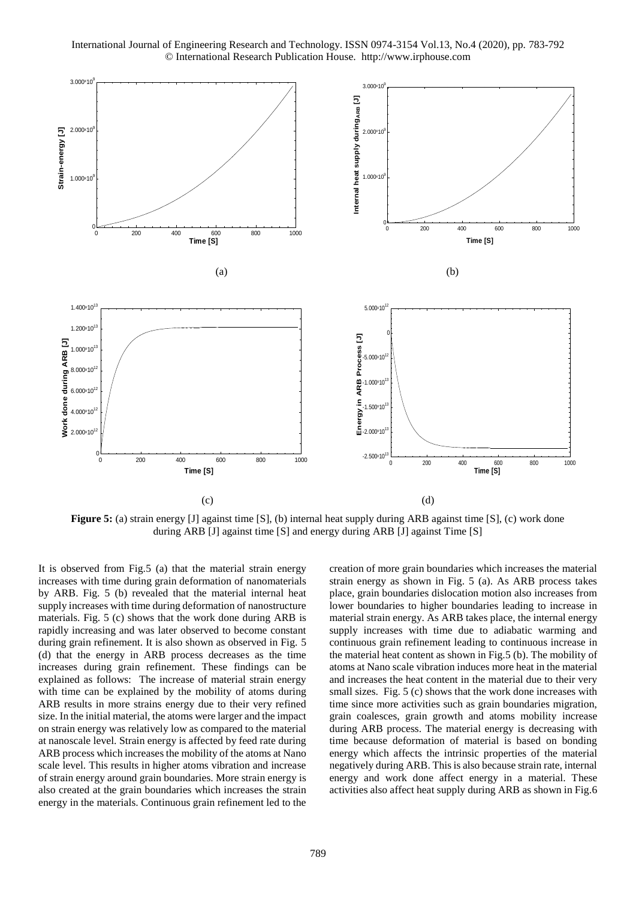**Figure 5:** (a) strain energy [J] against time [S], (b) internal heat supply during ARB against time [S], (c) work done during ARB [J] against time [S] and energy during ARB [J] against Time [S]

It is observed from Fig.5 (a) that the material strain energy increases with time during grain deformation of nanomaterials by ARB. Fig. 5 (b) revealed that the material internal heat supply increases with time during deformation of nanostructure materials. Fig. 5 (c) shows that the work done during ARB is rapidly increasing and was later observed to become constant during grain refinement. It is also shown as observed in Fig. 5 (d) that the energy in ARB process decreases as the time increases during grain refinement. These findings can be explained as follows: The increase of material strain energy with time can be explained by the mobility of atoms during ARB results in more strains energy due to their very refined size. In the initial material, the atoms were larger and the impact on strain energy was relatively low as compared to the material at nanoscale level. Strain energy is affected by feed rate during ARB process which increases the mobility of the atoms at Nano scale level. This results in higher atoms vibration and increase of strain energy around grain boundaries. More strain energy is also created at the grain boundaries which increases the strain energy in the materials. Continuous grain refinement led to the creation of more grain boundaries which increases the material strain energy as shown in Fig. 5 (a). As ARB process takes place, grain boundaries dislocation motion also increases from lower boundaries to higher boundaries leading to increase in material strain energy. As ARB takes place, the internal energy supply increases with time due to adiabatic warming and continuous grain refinement leading to continuous increase in the material heat content as shown in Fig.5 (b). The mobility of atoms at Nano scale vibration induces more heat in the material and increases the heat content in the material due to their very small sizes. Fig. 5 (c) shows that the work done increases with time since more activities such as grain boundaries migration, grain coalesces, grain growth and atoms mobility increase during ARB process. The material energy is decreasing with time because deformation of material is based on bonding energy which affects the intrinsic properties of the material negatively during ARB. This is also because strain rate, internal energy and work done affect energy in a material. These activities also affect heat supply during ARB as shown in Fig.6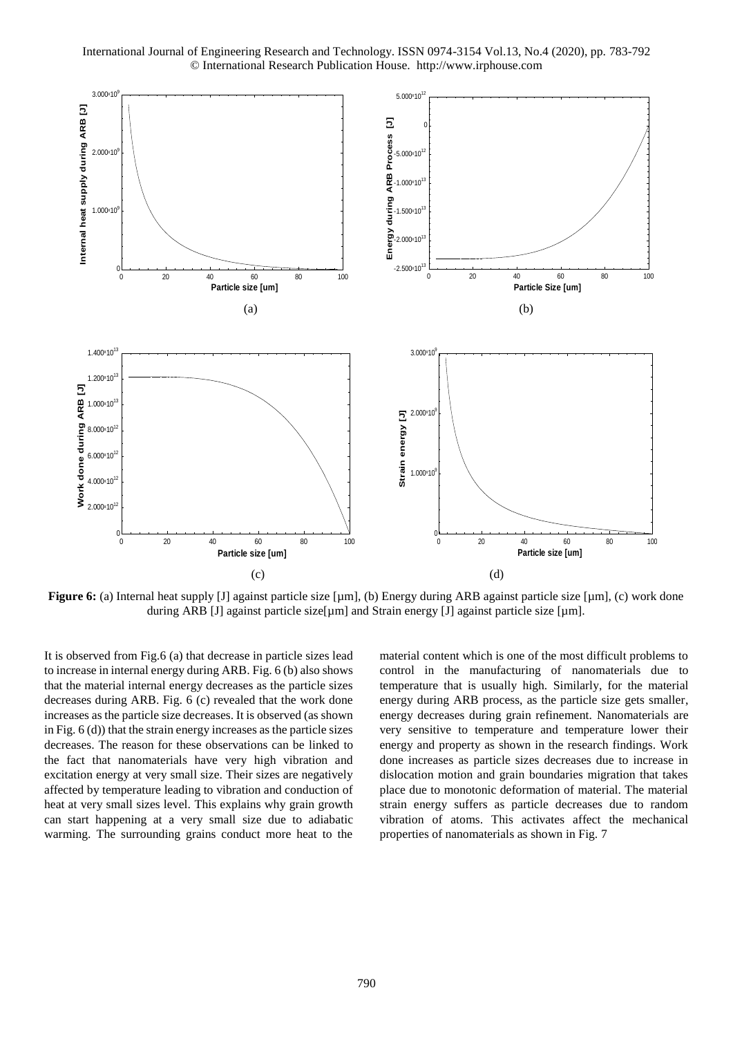**Figure 6:** (a) Internal heat supply [J] against particle size [µm], (b) Energy during ARB against particle size [µm], (c) work done during ARB [J] against particle size[µm] and Strain energy [J] against particle size [µm].

It is observed from Fig.6 (a) that decrease in particle sizes lead to increase in internal energy during ARB. Fig. 6 (b) also shows that the material internal energy decreases as the particle sizes decreases during ARB. Fig. 6 (c) revealed that the work done increases as the particle size decreases. It is observed (as shown in Fig. 6 (d)) that the strain energy increases as the particle sizes decreases. The reason for these observations can be linked to the fact that nanomaterials have very high vibration and excitation energy at very small size. Their sizes are negatively affected by temperature leading to vibration and conduction of heat at very small sizes level. This explains why grain growth can start happening at a very small size due to adiabatic warming. The surrounding grains conduct more heat to the material content which is one of the most difficult problems to control in the manufacturing of nanomaterials due to temperature that is usually high. Similarly, for the material energy during ARB process, as the particle size gets smaller, energy decreases during grain refinement. Nanomaterials are very sensitive to temperature and temperature lower their energy and property as shown in the research findings. Work done increases as particle sizes decreases due to increase in dislocation motion and grain boundaries migration that takes place due to monotonic deformation of material. The material strain energy suffers as particle decreases due to random vibration of atoms. This activates affect the mechanical properties of nanomaterials as shown in Fig. 7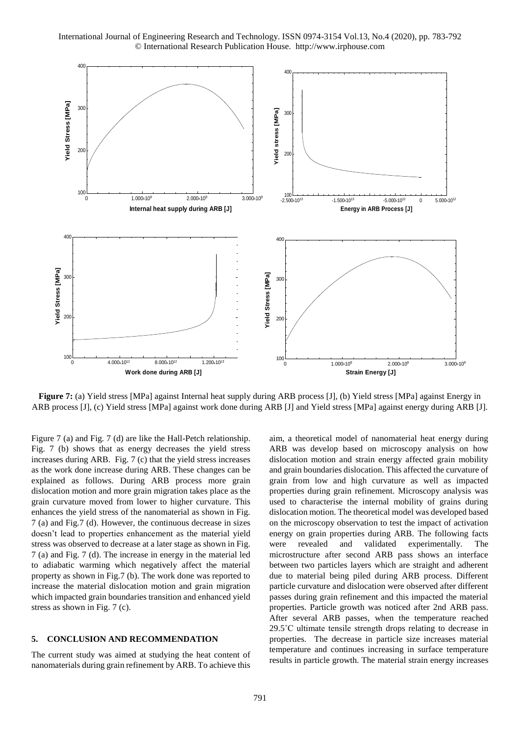**Figure 7:** (a) Yield stress [MPa] against Internal heat supply during ARB process [J], (b) Yield stress [MPa] against Energy in ARB process [J], (c) Yield stress [MPa] against work done during ARB [J] and Yield stress [MPa] against energy during ARB [J].

Figure 7 (a) and Fig. 7 (d) are like the Hall-Petch relationship. Fig. 7 (b) shows that as energy decreases the yield stress increases during ARB. Fig. 7 (c) that the yield stress increases as the work done increase during ARB. These changes can be explained as follows. During ARB process more grain dislocation motion and more grain migration takes place as the grain curvature moved from lower to higher curvature. This enhances the yield stress of the nanomaterial as shown in Fig. 7 (a) and Fig.7 (d). However, the continuous decrease in sizes doesn't lead to properties enhancement as the material yield stress was observed to decrease at a later stage as shown in Fig. 7 (a) and Fig. 7 (d). The increase in energy in the material led to adiabatic warming which negatively affect the material property as shown in Fig.7 (b). The work done was reported to increase the material dislocation motion and grain migration which impacted grain boundaries transition and enhanced yield stress as shown in Fig. 7 (c).

## 5. CONCLUSION AND RECOMMENDATION

The current study was aimed at studying the heat content of nanomaterials during grain refinement by ARB. To achieve this aim, a theoretical model of nanomaterial heat energy during ARB was develop based on microscopy analysis on how dislocation motion and strain energy affected grain mobility and grain boundaries dislocation. This affected the curvature of grain from low and high curvature as well as impacted properties during grain refinement. Microscopy analysis was used to characterise the internal mobility of grains during dislocation motion. The theoretical model was developed based on the microscopy observation to test the impact of activation energy on grain properties during ARB. The following facts were revealed and validated experimentally. The microstructure after second ARB pass shows an interface between two particles layers which are straight and adherent due to material being piled during ARB process. Different particle curvature and dislocation were observed after different passes during grain refinement and this impacted the material properties. Particle growth was noticed after 2nd ARB pass. After several ARB passes, when the temperature reached 29.5˚C ultimate tensile strength drops relating to decrease in properties. The decrease in particle size increases material temperature and continues increasing in surface temperature results in particle growth. The material strain energy increases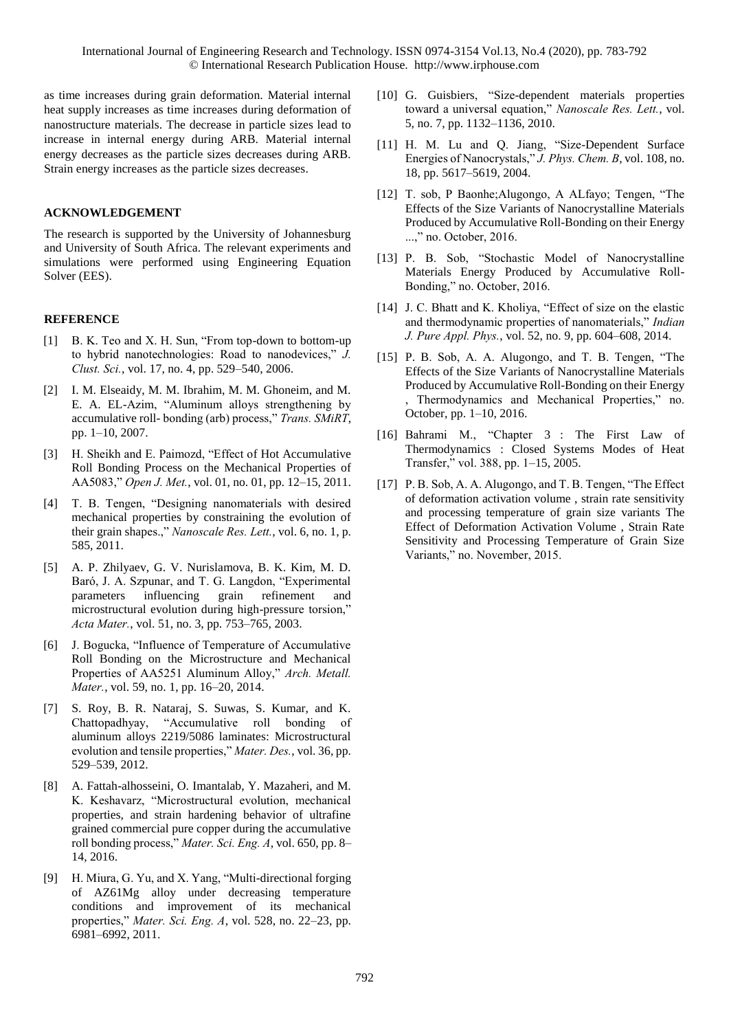as time increases during grain deformation. Material internal heat supply increases as time increases during deformation of nanostructure materials. The decrease in particle sizes lead to increase in internal energy during ARB. Material internal energy decreases as the particle sizes decreases during ARB. Strain energy increases as the particle sizes decreases.

## ACKNOWLEDGEMENT

The research is supported by the University of Johannesburg and University of South Africa. The relevant experiments and simulations were performed using Engineering Equation Solver (EES).

## REFERENCE

[1] B. K. Teo and X. H. Sun, "From top-down to bottom-up to hybrid nanotechnologies: Road to nanodevices," *J. Clust. Sci.*, vol. 17, no. 4, pp. 529–540, 2006.

[2] I. M. Elseaidy, M. M. Ibrahim, M. M. Ghoneim, and M. E. A. EL-Azim, "Aluminum alloys strengthening by accumulative roll- bonding (arb) process," *Trans. SMiRT*, pp. 1–10, 2007.

[3] H. Sheikh and E. Paimozd, "Effect of Hot Accumulative Roll Bonding Process on the Mechanical Properties of AA5083," *Open J. Met.*, vol. 01, no. 01, pp. 12–15, 2011.

[4] T. B. Tengen, "Designing nanomaterials with desired mechanical properties by constraining the evolution of their grain shapes.," *Nanoscale Res. Lett.*, vol. 6, no. 1, p. 585, 2011.

[5] A. P. Zhilyaev, G. V. Nurislamova, B. K. Kim, M. D. Baró, J. A. Szpunar, and T. G. Langdon, "Experimental parameters influencing grain refinement and microstructural evolution during high-pressure torsion," *Acta Mater.*, vol. 51, no. 3, pp. 753–765, 2003.

[6] J. Bogucka, "Influence of Temperature of Accumulative Roll Bonding on the Microstructure and Mechanical Properties of AA5251 Aluminum Alloy," *Arch. Metall. Mater.*, vol. 59, no. 1, pp. 16–20, 2014.

[7] S. Roy, B. R. Nataraj, S. Suwas, S. Kumar, and K. Chattopadhyay, "Accumulative roll bonding of aluminum alloys 2219/5086 laminates: Microstructural evolution and tensile properties," *Mater. Des.*, vol. 36, pp. 529–539, 2012.

[8] A. Fattah-alhosseini, O. Imantalab, Y. Mazaheri, and M. K. Keshavarz, "Microstructural evolution, mechanical properties, and strain hardening behavior of ultrafine grained commercial pure copper during the accumulative roll bonding process," *Mater. Sci. Eng. A*, vol. 650, pp. 8–14, 2016.

[9] H. Miura, G. Yu, and X. Yang, "Multi-directional forging of AZ61Mg alloy under decreasing temperature conditions and improvement of its mechanical properties," *Mater. Sci. Eng. A*, vol. 528, no. 22–23, pp. 6981–6992, 2011.

[10] G. Guisbiers, "Size-dependent materials properties toward a universal equation," *Nanoscale Res. Lett.*, vol. 5, no. 7, pp. 1132–1136, 2010.

[11] H. M. Lu and Q. Jiang, "Size-Dependent Surface Energies of Nanocrystals," *J. Phys. Chem. B*, vol. 108, no. 18, pp. 5617–5619, 2004.

[12] T. sob, P Baonhe;Alugongo, A ALfayo; Tengen, "The Effects of the Size Variants of Nanocrystalline Materials Produced by Accumulative Roll-Bonding on their Energy ...," no. October, 2016.

[13] P. B. Sob, "Stochastic Model of Nanocrystalline Materials Energy Produced by Accumulative Roll-Bonding," no. October, 2016.

[14] J. C. Bhatt and K. Kholiya, "Effect of size on the elastic and thermodynamic properties of nanomaterials," *Indian J. Pure Appl. Phys.*, vol. 52, no. 9, pp. 604–608, 2014.

[15] P. B. Sob, A. A. Alugongo, and T. B. Tengen, "The Effects of the Size Variants of Nanocrystalline Materials Produced by Accumulative Roll-Bonding on their Energy , Thermodynamics and Mechanical Properties," no. October, pp. 1–10, 2016.

[16] Bahrami M., "Chapter 3 : The First Law of Thermodynamics : Closed Systems Modes of Heat Transfer," vol. 388, pp. 1–15, 2005.

[17] P. B. Sob, A. A. Alugongo, and T. B. Tengen, "The Effect of deformation activation volume , strain rate sensitivity and processing temperature of grain size variants The Effect of Deformation Activation Volume , Strain Rate Sensitivity and Processing Temperature of Grain Size Variants," no. November, 2015.